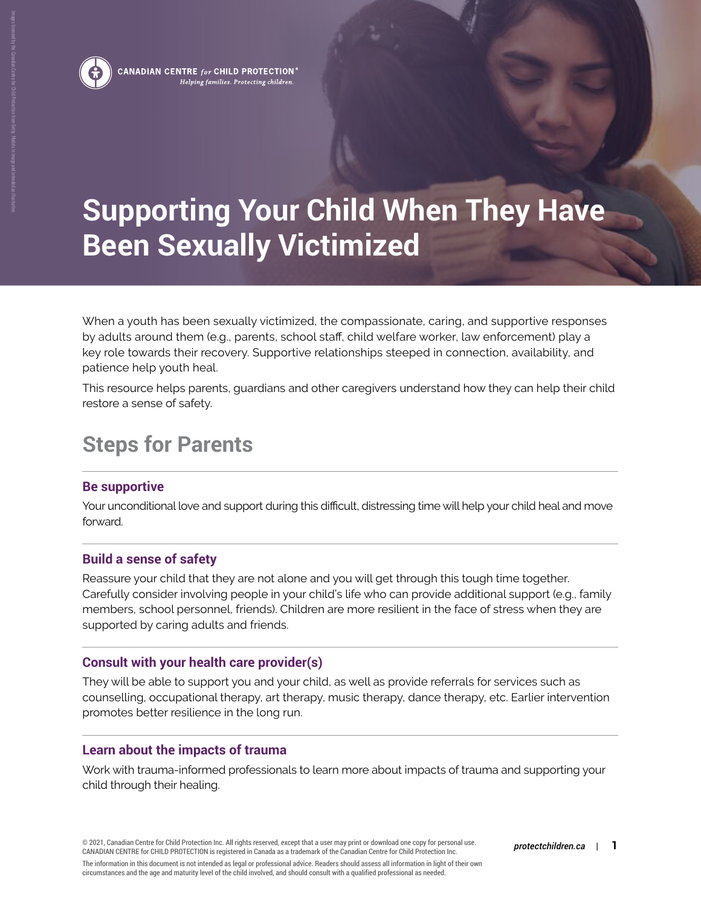CANADIAN CENTRE *for* CHILD PROTECTION®
*Helping families. Protecting children.*

# Supporting Your Child When They Have Been Sexually Victimized

When a youth has been sexually victimized, the compassionate, caring, and supportive responses by adults around them (e.g., parents, school staff, child welfare worker, law enforcement) play a key role towards their recovery. Supportive relationships steeped in connection, availability, and patience help youth heal.

This resource helps parents, guardians and other caregivers understand how they can help their child restore a sense of safety.

## Steps for Parents

### Be supportive

Your unconditional love and support during this difficult, distressing time will help your child heal and move forward.

### Build a sense of safety

Reassure your child that they are not alone and you will get through this tough time together. Carefully consider involving people in your child's life who can provide additional support (e.g., family members, school personnel, friends). Children are more resilient in the face of stress when they are supported by caring adults and friends.

### Consult with your health care provider(s)

They will be able to support you and your child, as well as provide referrals for services such as counselling, occupational therapy, art therapy, music therapy, dance therapy, etc. Earlier intervention promotes better resilience in the long run.

### Learn about the impacts of trauma

Work with trauma-informed professionals to learn more about impacts of trauma and supporting your child through their healing.

© 2021, Canadian Centre for Child Protection Inc. All rights reserved, except that a user may print or download one copy for personal use. CANADIAN CENTRE for CHILD PROTECTION is registered in Canada as a trademark of the Canadian Centre for Child Protection Inc.

The information in this document is not intended as legal or professional advice. Readers should assess all information in light of their own circumstances and the age and maturity level of the child involved, and should consult with a qualified professional as needed.

*protectchildren.ca*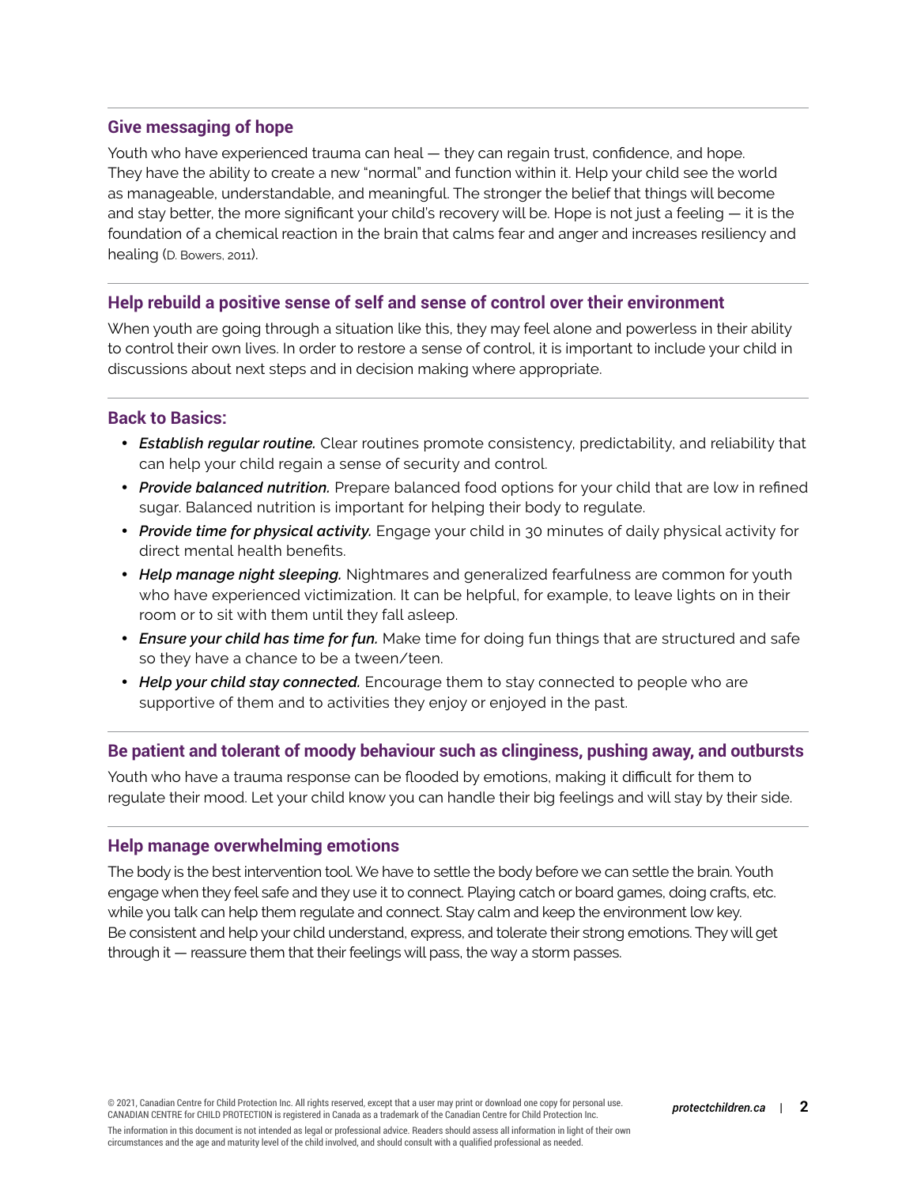## Give messaging of hope

Youth who have experienced trauma can heal — they can regain trust, confidence, and hope. They have the ability to create a new "normal" and function within it. Help your child see the world as manageable, understandable, and meaningful. The stronger the belief that things will become and stay better, the more significant your child's recovery will be. Hope is not just a feeling — it is the foundation of a chemical reaction in the brain that calms fear and anger and increases resiliency and healing (D. Bowers, 2011).

## Help rebuild a positive sense of self and sense of control over their environment

When youth are going through a situation like this, they may feel alone and powerless in their ability to control their own lives. In order to restore a sense of control, it is important to include your child in discussions about next steps and in decision making where appropriate.

## Back to Basics:

- ***Establish regular routine.*** Clear routines promote consistency, predictability, and reliability that can help your child regain a sense of security and control.
- ***Provide balanced nutrition.*** Prepare balanced food options for your child that are low in refined sugar. Balanced nutrition is important for helping their body to regulate.
- ***Provide time for physical activity.*** Engage your child in 30 minutes of daily physical activity for direct mental health benefits.
- ***Help manage night sleeping.*** Nightmares and generalized fearfulness are common for youth who have experienced victimization. It can be helpful, for example, to leave lights on in their room or to sit with them until they fall asleep.
- ***Ensure your child has time for fun.*** Make time for doing fun things that are structured and safe so they have a chance to be a tween/teen.
- ***Help your child stay connected.*** Encourage them to stay connected to people who are supportive of them and to activities they enjoy or enjoyed in the past.

## Be patient and tolerant of moody behaviour such as clinginess, pushing away, and outbursts

Youth who have a trauma response can be flooded by emotions, making it difficult for them to regulate their mood. Let your child know you can handle their big feelings and will stay by their side.

## Help manage overwhelming emotions

The body is the best intervention tool. We have to settle the body before we can settle the brain. Youth engage when they feel safe and they use it to connect. Playing catch or board games, doing crafts, etc. while you talk can help them regulate and connect. Stay calm and keep the environment low key. Be consistent and help your child understand, express, and tolerate their strong emotions. They will get through it — reassure them that their feelings will pass, the way a storm passes.

© 2021, Canadian Centre for Child Protection Inc. All rights reserved, except that a user may print or download one copy for personal use. CANADIAN CENTRE for CHILD PROTECTION is registered in Canada as a trademark of the Canadian Centre for Child Protection Inc.

The information in this document is not intended as legal or professional advice. Readers should assess all information in light of their own circumstances and the age and maturity level of the child involved, and should consult with a qualified professional as needed.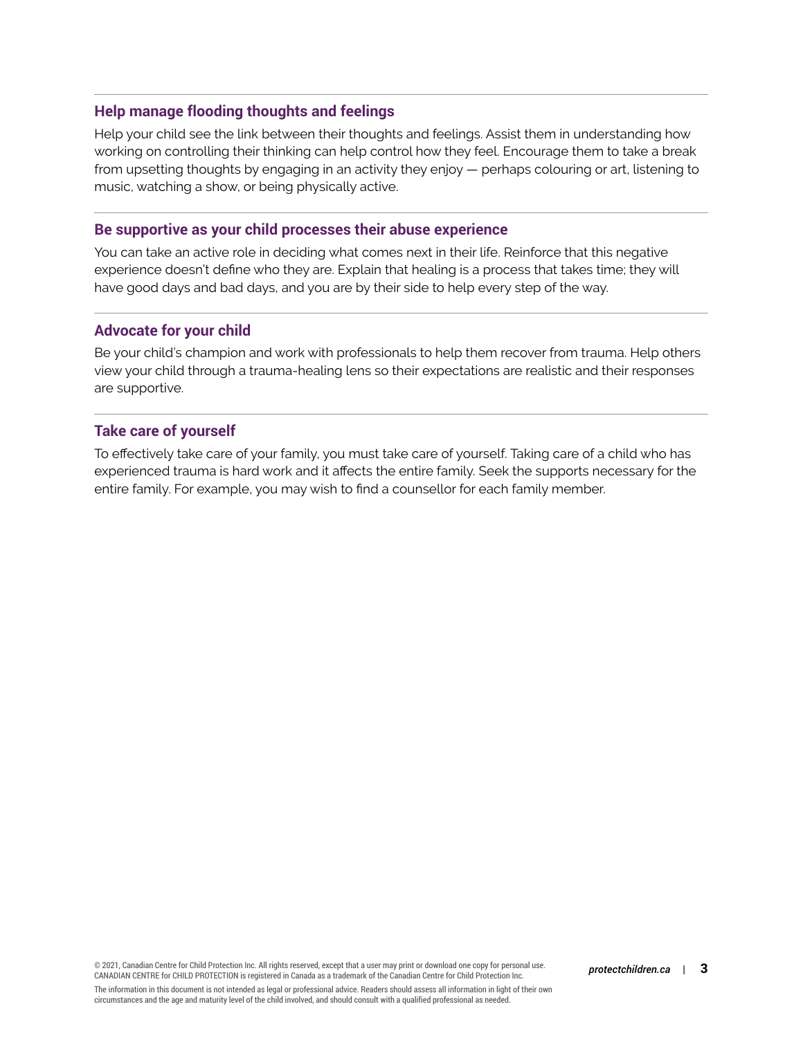## Help manage flooding thoughts and feelings

Help your child see the link between their thoughts and feelings. Assist them in understanding how working on controlling their thinking can help control how they feel. Encourage them to take a break from upsetting thoughts by engaging in an activity they enjoy — perhaps colouring or art, listening to music, watching a show, or being physically active.

## Be supportive as your child processes their abuse experience

You can take an active role in deciding what comes next in their life. Reinforce that this negative experience doesn't define who they are. Explain that healing is a process that takes time; they will have good days and bad days, and you are by their side to help every step of the way.

## Advocate for your child

Be your child's champion and work with professionals to help them recover from trauma. Help others view your child through a trauma-healing lens so their expectations are realistic and their responses are supportive.

## Take care of yourself

To effectively take care of your family, you must take care of yourself. Taking care of a child who has experienced trauma is hard work and it affects the entire family. Seek the supports necessary for the entire family. For example, you may wish to find a counsellor for each family member.

© 2021, Canadian Centre for Child Protection Inc. All rights reserved, except that a user may print or download one copy for personal use. CANADIAN CENTRE for CHILD PROTECTION is registered in Canada as a trademark of the Canadian Centre for Child Protection Inc.

The information in this document is not intended as legal or professional advice. Readers should assess all information in light of their own circumstances and the age and maturity level of the child involved, and should consult with a qualified professional as needed.

*protectchildren.ca*